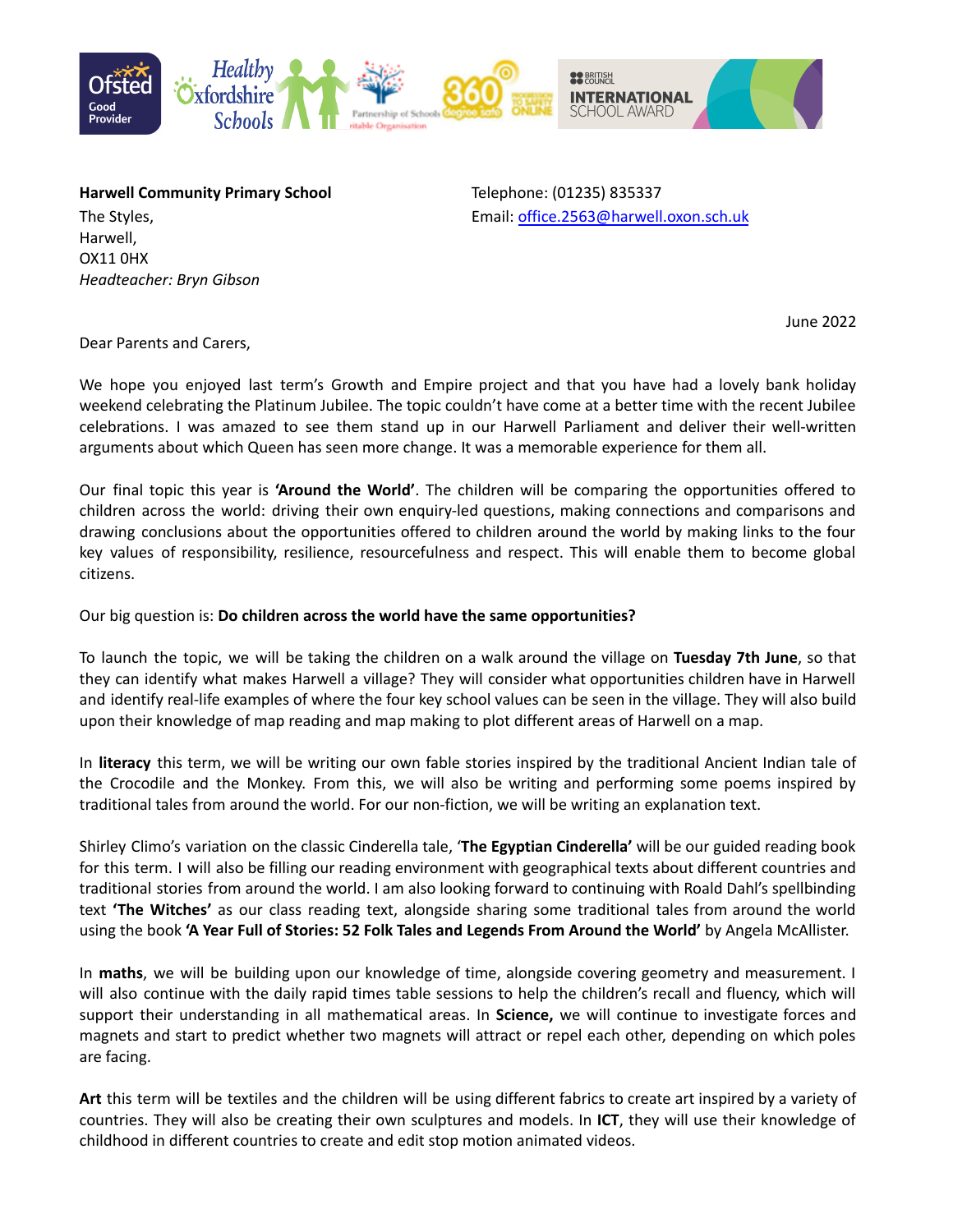**Harwell Community Primary School**
The Styles,
Harwell,
OX11 0HX
*Headteacher: Bryn Gibson*

Telephone: (01235) 835337
Email: office.2563@harwell.oxon.sch.uk

June 2022

Dear Parents and Carers,

We hope you enjoyed last term's Growth and Empire project and that you have had a lovely bank holiday weekend celebrating the Platinum Jubilee. The topic couldn't have come at a better time with the recent Jubilee celebrations. I was amazed to see them stand up in our Harwell Parliament and deliver their well-written arguments about which Queen has seen more change. It was a memorable experience for them all.

Our final topic this year is **'Around the World'**. The children will be comparing the opportunities offered to children across the world: driving their own enquiry-led questions, making connections and comparisons and drawing conclusions about the opportunities offered to children around the world by making links to the four key values of responsibility, resilience, resourcefulness and respect. This will enable them to become global citizens.

Our big question is: **Do children across the world have the same opportunities?**

To launch the topic, we will be taking the children on a walk around the village on **Tuesday 7th June**, so that they can identify what makes Harwell a village? They will consider what opportunities children have in Harwell and identify real-life examples of where the four key school values can be seen in the village. They will also build upon their knowledge of map reading and map making to plot different areas of Harwell on a map.

In **literacy** this term, we will be writing our own fable stories inspired by the traditional Ancient Indian tale of the Crocodile and the Monkey. From this, we will also be writing and performing some poems inspired by traditional tales from around the world. For our non-fiction, we will be writing an explanation text.

Shirley Climo's variation on the classic Cinderella tale, '**The Egyptian Cinderella'** will be our guided reading book for this term. I will also be filling our reading environment with geographical texts about different countries and traditional stories from around the world. I am also looking forward to continuing with Roald Dahl's spellbinding text **'The Witches'** as our class reading text, alongside sharing some traditional tales from around the world using the book **'A Year Full of Stories: 52 Folk Tales and Legends From Around the World'** by Angela McAllister.

In **maths**, we will be building upon our knowledge of time, alongside covering geometry and measurement. I will also continue with the daily rapid times table sessions to help the children's recall and fluency, which will support their understanding in all mathematical areas. In **Science,** we will continue to investigate forces and magnets and start to predict whether two magnets will attract or repel each other, depending on which poles are facing.

**Art** this term will be textiles and the children will be using different fabrics to create art inspired by a variety of countries. They will also be creating their own sculptures and models. In **ICT**, they will use their knowledge of childhood in different countries to create and edit stop motion animated videos.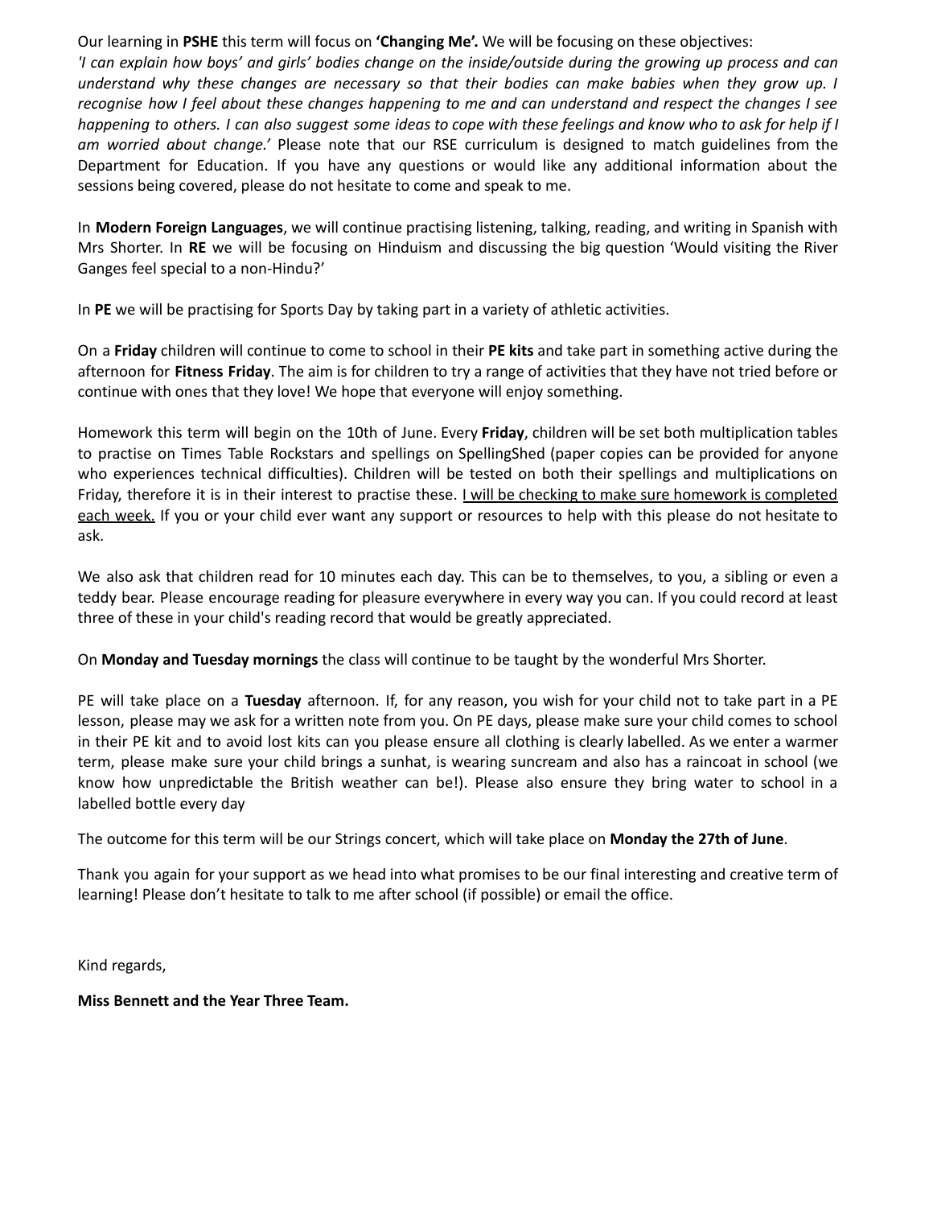Our learning in **PSHE** this term will focus on **'Changing Me'.** We will be focusing on these objectives: *'I can explain how boys' and girls' bodies change on the inside/outside during the growing up process and can understand why these changes are necessary so that their bodies can make babies when they grow up. I recognise how I feel about these changes happening to me and can understand and respect the changes I see happening to others. I can also suggest some ideas to cope with these feelings and know who to ask for help if I am worried about change.'* Please note that our RSE curriculum is designed to match guidelines from the Department for Education. If you have any questions or would like any additional information about the sessions being covered, please do not hesitate to come and speak to me.

In **Modern Foreign Languages**, we will continue practising listening, talking, reading, and writing in Spanish with Mrs Shorter. In **RE** we will be focusing on Hinduism and discussing the big question 'Would visiting the River Ganges feel special to a non-Hindu?'

In **PE** we will be practising for Sports Day by taking part in a variety of athletic activities.

On a **Friday** children will continue to come to school in their **PE kits** and take part in something active during the afternoon for **Fitness Friday**. The aim is for children to try a range of activities that they have not tried before or continue with ones that they love! We hope that everyone will enjoy something.

Homework this term will begin on the 10th of June. Every **Friday**, children will be set both multiplication tables to practise on Times Table Rockstars and spellings on SpellingShed (paper copies can be provided for anyone who experiences technical difficulties). Children will be tested on both their spellings and multiplications on Friday, therefore it is in their interest to practise these. <u>I will be checking to make sure homework is completed each week.</u> If you or your child ever want any support or resources to help with this please do not hesitate to ask.

We also ask that children read for 10 minutes each day. This can be to themselves, to you, a sibling or even a teddy bear. Please encourage reading for pleasure everywhere in every way you can. If you could record at least three of these in your child's reading record that would be greatly appreciated.

On **Monday and Tuesday mornings** the class will continue to be taught by the wonderful Mrs Shorter.

PE will take place on a **Tuesday** afternoon. If, for any reason, you wish for your child not to take part in a PE lesson, please may we ask for a written note from you. On PE days, please make sure your child comes to school in their PE kit and to avoid lost kits can you please ensure all clothing is clearly labelled. As we enter a warmer term, please make sure your child brings a sunhat, is wearing suncream and also has a raincoat in school (we know how unpredictable the British weather can be!). Please also ensure they bring water to school in a labelled bottle every day

The outcome for this term will be our Strings concert, which will take place on **Monday the 27th of June**.

Thank you again for your support as we head into what promises to be our final interesting and creative term of learning! Please don't hesitate to talk to me after school (if possible) or email the office.

Kind regards,

**Miss Bennett and the Year Three Team.**